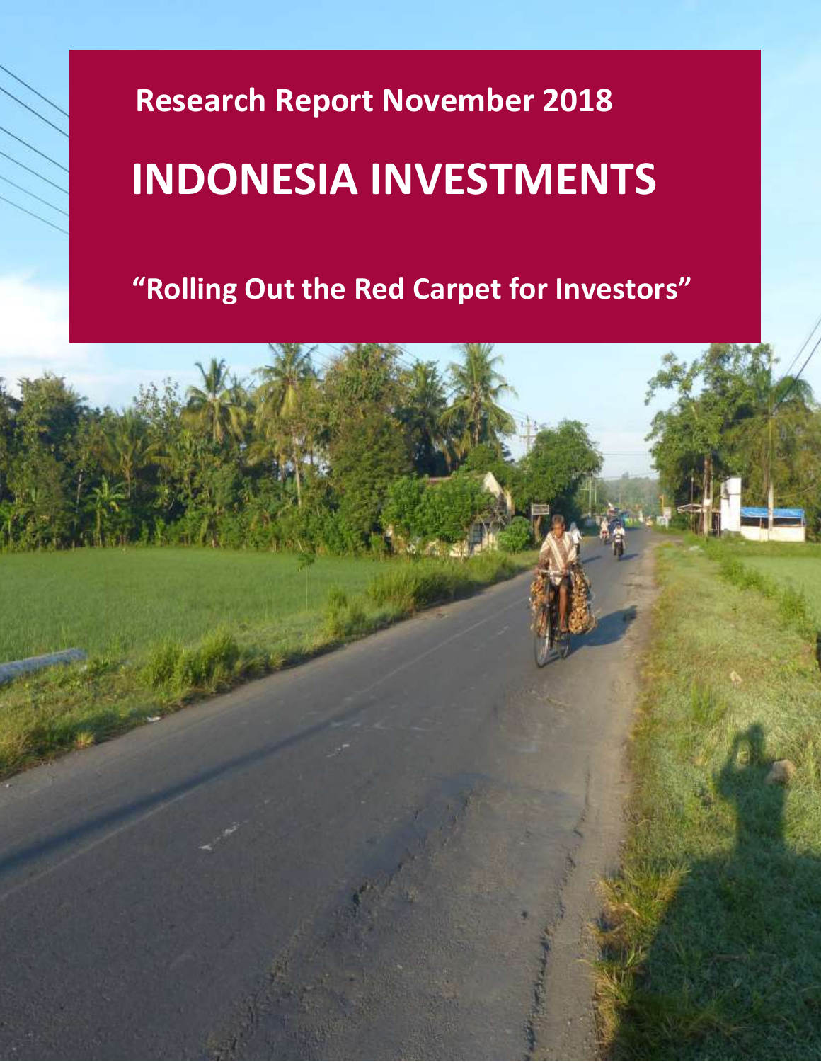# Research Report November 2018

# INDONESIA INVESTMENTS

## "Rolling Out the Red Carpet for Investors"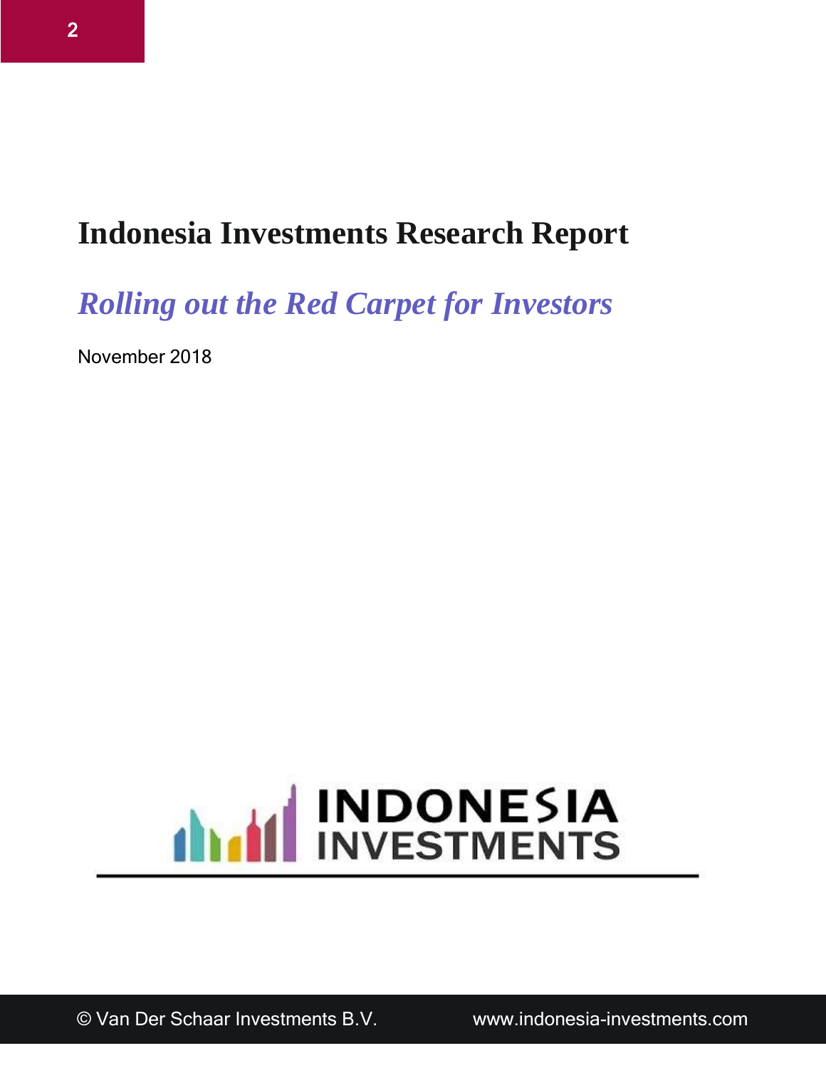# Indonesia Investments Research Report

## *Rolling out the Red Carpet for Investors*

November 2018

INDONESIA INVESTMENTS

© Van Der Schaar Investments B.V. www.indonesia-investments.com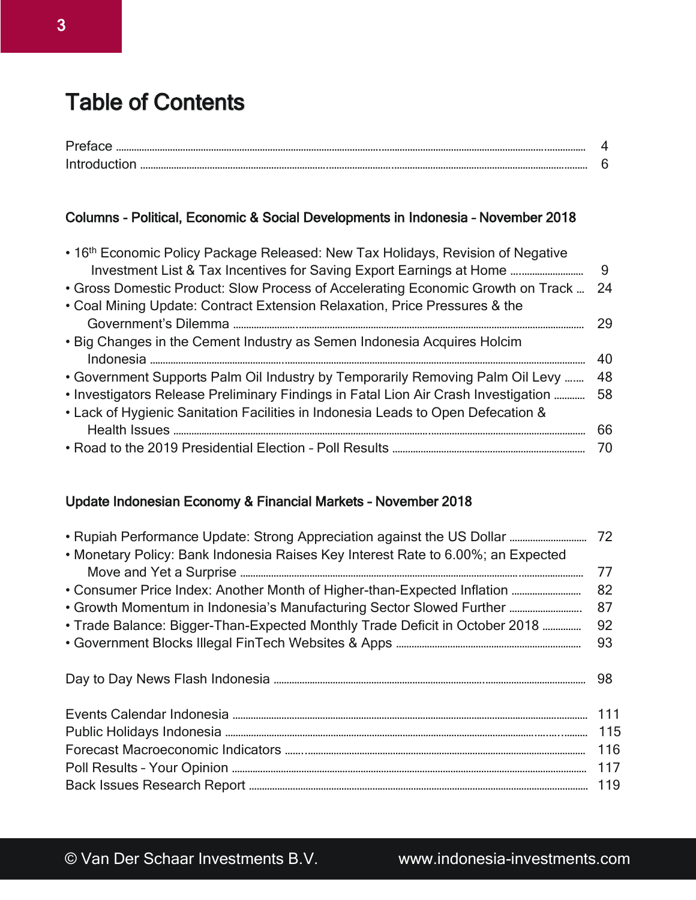# Table of Contents

Preface ........................................ 4
Introduction ........................................ 6

### Columns - Political, Economic & Social Developments in Indonesia – November 2018

- 16th Economic Policy Package Released: New Tax Holidays, Revision of Negative Investment List & Tax Incentives for Saving Export Earnings at Home ........................ 9
- Gross Domestic Product: Slow Process of Accelerating Economic Growth on Track ... 24
- Coal Mining Update: Contract Extension Relaxation, Price Pressures & the Government's Dilemma ........................................ 29
- Big Changes in the Cement Industry as Semen Indonesia Acquires Holcim Indonesia ........................................ 40
- Government Supports Palm Oil Industry by Temporarily Removing Palm Oil Levy ....... 48
- Investigators Release Preliminary Findings in Fatal Lion Air Crash Investigation ........... 58
- Lack of Hygienic Sanitation Facilities in Indonesia Leads to Open Defecation & Health Issues ........................................ 66
- Road to the 2019 Presidential Election – Poll Results ........................................ 70

### Update Indonesian Economy & Financial Markets – November 2018

- Rupiah Performance Update: Strong Appreciation against the US Dollar ........................ 72
- Monetary Policy: Bank Indonesia Raises Key Interest Rate to 6.00%; an Expected Move and Yet a Surprise ........................................ 77
- Consumer Price Index: Another Month of Higher-than-Expected Inflation ........................ 82
- Growth Momentum in Indonesia's Manufacturing Sector Slowed Further ........................ 87
- Trade Balance: Bigger-Than-Expected Monthly Trade Deficit in October 2018 .............. 92
- Government Blocks Illegal FinTech Websites & Apps ........................................ 93

Day to Day News Flash Indonesia ........................................ 98

Events Calendar Indonesia ........................................ 111
Public Holidays Indonesia ........................................ 115
Forecast Macroeconomic Indicators ........................................ 116
Poll Results – Your Opinion ........................................ 117
Back Issues Research Report ........................................ 119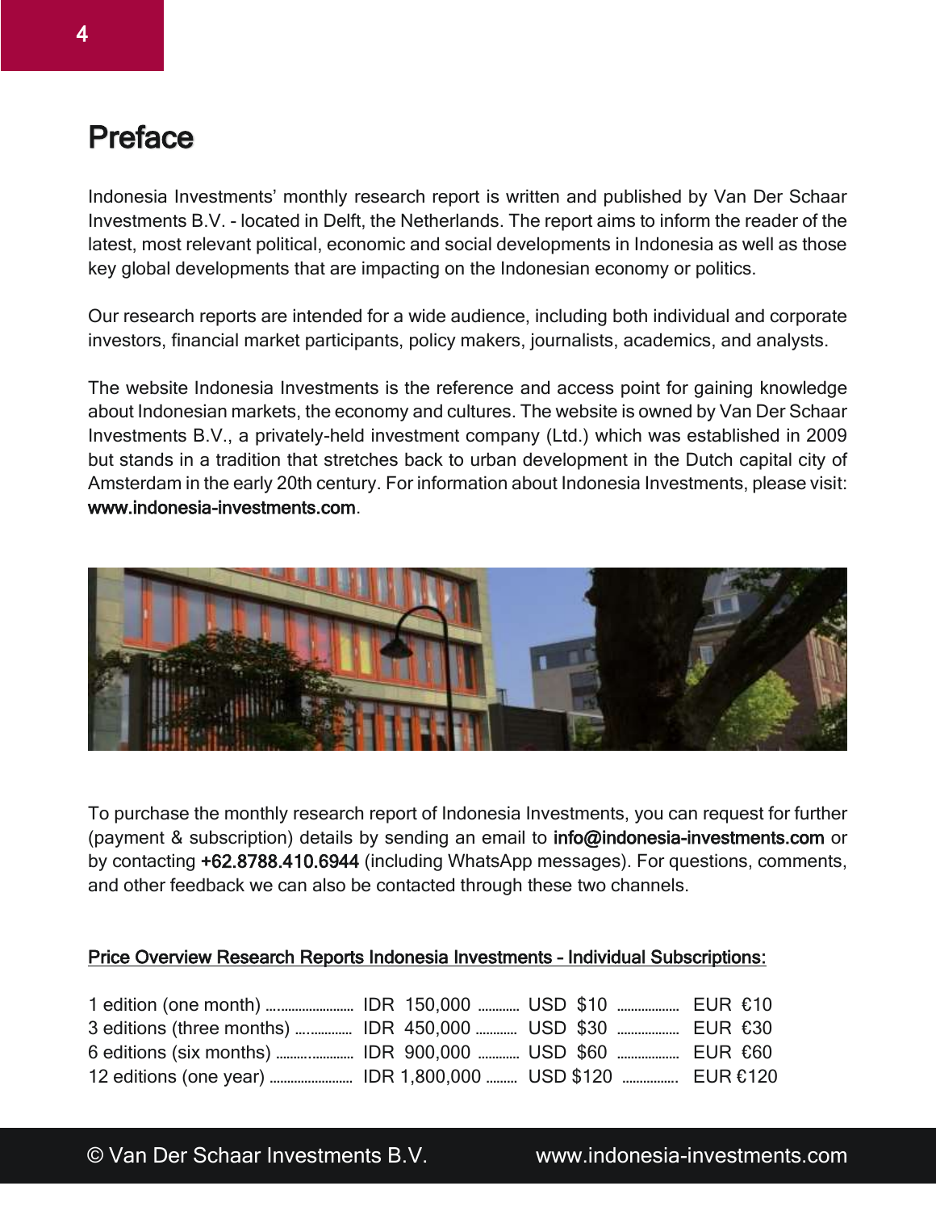# Preface

Indonesia Investments' monthly research report is written and published by Van Der Schaar Investments B.V. - located in Delft, the Netherlands. The report aims to inform the reader of the latest, most relevant political, economic and social developments in Indonesia as well as those key global developments that are impacting on the Indonesian economy or politics.

Our research reports are intended for a wide audience, including both individual and corporate investors, financial market participants, policy makers, journalists, academics, and analysts.

The website Indonesia Investments is the reference and access point for gaining knowledge about Indonesian markets, the economy and cultures. The website is owned by Van Der Schaar Investments B.V., a privately-held investment company (Ltd.) which was established in 2009 but stands in a tradition that stretches back to urban development in the Dutch capital city of Amsterdam in the early 20th century. For information about Indonesia Investments, please visit: **www.indonesia-investments.com**.

To purchase the monthly research report of Indonesia Investments, you can request for further (payment & subscription) details by sending an email to **info@indonesia-investments.com** or by contacting **+62.8788.410.6944** (including WhatsApp messages). For questions, comments, and other feedback we can also be contacted through these two channels.

**Price Overview Research Reports Indonesia Investments - Individual Subscriptions:**

| Subscription | IDR | USD | EUR |
|---|---|---|---|
| 1 edition (one month) | IDR 150,000 | USD $10 | EUR €10 |
| 3 editions (three months) | IDR 450,000 | USD $30 | EUR €30 |
| 6 editions (six months) | IDR 900,000 | USD $60 | EUR €60 |
| 12 editions (one year) | IDR 1,800,000 | USD $120 | EUR €120 |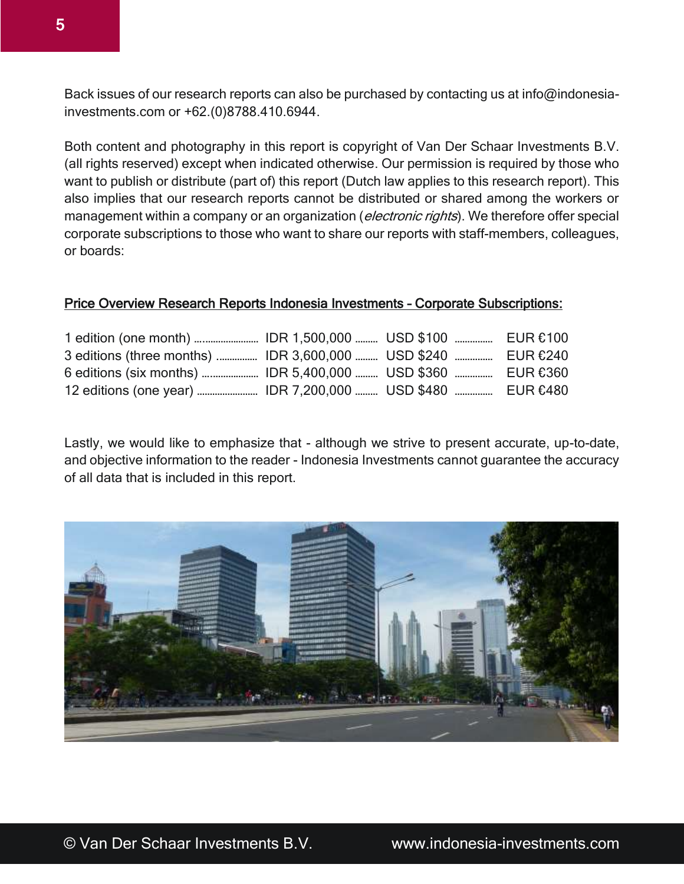Back issues of our research reports can also be purchased by contacting us at info@indonesia-investments.com or +62.(0)8788.410.6944.

Both content and photography in this report is copyright of Van Der Schaar Investments B.V. (all rights reserved) except when indicated otherwise. Our permission is required by those who want to publish or distribute (part of) this report (Dutch law applies to this research report). This also implies that our research reports cannot be distributed or shared among the workers or management within a company or an organization (*electronic rights*). We therefore offer special corporate subscriptions to those who want to share our reports with staff-members, colleagues, or boards:

**Price Overview Research Reports Indonesia Investments - Corporate Subscriptions:**

| Subscription | IDR | USD | EUR |
|---|---|---|---|
| 1 edition (one month) | IDR 1,500,000 | USD $100 | EUR €100 |
| 3 editions (three months) | IDR 3,600,000 | USD $240 | EUR €240 |
| 6 editions (six months) | IDR 5,400,000 | USD $360 | EUR €360 |
| 12 editions (one year) | IDR 7,200,000 | USD $480 | EUR €480 |

Lastly, we would like to emphasize that - although we strive to present accurate, up-to-date, and objective information to the reader - Indonesia Investments cannot guarantee the accuracy of all data that is included in this report.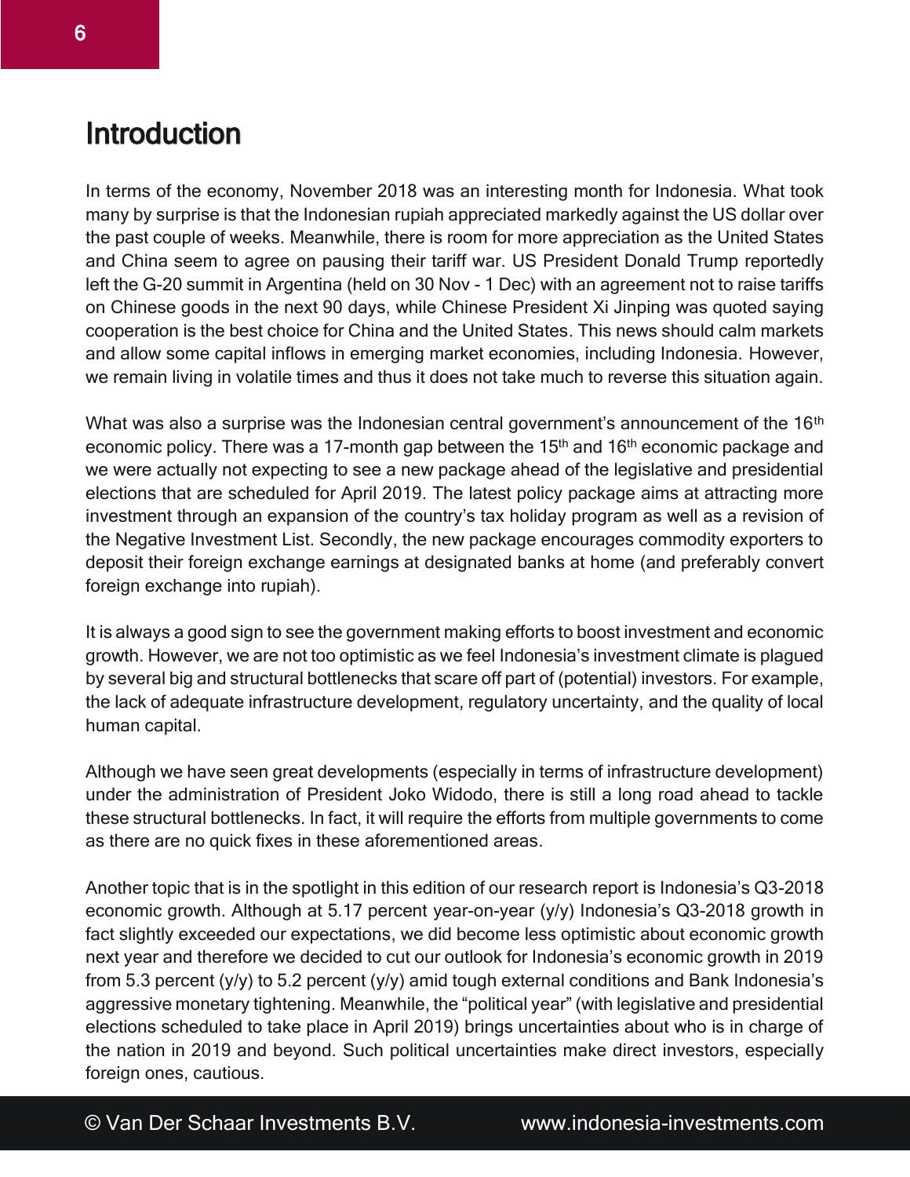# Introduction

In terms of the economy, November 2018 was an interesting month for Indonesia. What took many by surprise is that the Indonesian rupiah appreciated markedly against the US dollar over the past couple of weeks. Meanwhile, there is room for more appreciation as the United States and China seem to agree on pausing their tariff war. US President Donald Trump reportedly left the G-20 summit in Argentina (held on 30 Nov - 1 Dec) with an agreement not to raise tariffs on Chinese goods in the next 90 days, while Chinese President Xi Jinping was quoted saying cooperation is the best choice for China and the United States. This news should calm markets and allow some capital inflows in emerging market economies, including Indonesia. However, we remain living in volatile times and thus it does not take much to reverse this situation again.

What was also a surprise was the Indonesian central government's announcement of the 16th economic policy. There was a 17-month gap between the 15th and 16th economic package and we were actually not expecting to see a new package ahead of the legislative and presidential elections that are scheduled for April 2019. The latest policy package aims at attracting more investment through an expansion of the country's tax holiday program as well as a revision of the Negative Investment List. Secondly, the new package encourages commodity exporters to deposit their foreign exchange earnings at designated banks at home (and preferably convert foreign exchange into rupiah).

It is always a good sign to see the government making efforts to boost investment and economic growth. However, we are not too optimistic as we feel Indonesia's investment climate is plagued by several big and structural bottlenecks that scare off part of (potential) investors. For example, the lack of adequate infrastructure development, regulatory uncertainty, and the quality of local human capital.

Although we have seen great developments (especially in terms of infrastructure development) under the administration of President Joko Widodo, there is still a long road ahead to tackle these structural bottlenecks. In fact, it will require the efforts from multiple governments to come as there are no quick fixes in these aforementioned areas.

Another topic that is in the spotlight in this edition of our research report is Indonesia's Q3-2018 economic growth. Although at 5.17 percent year-on-year (y/y) Indonesia's Q3-2018 growth in fact slightly exceeded our expectations, we did become less optimistic about economic growth next year and therefore we decided to cut our outlook for Indonesia's economic growth in 2019 from 5.3 percent (y/y) to 5.2 percent (y/y) amid tough external conditions and Bank Indonesia's aggressive monetary tightening. Meanwhile, the "political year" (with legislative and presidential elections scheduled to take place in April 2019) brings uncertainties about who is in charge of the nation in 2019 and beyond. Such political uncertainties make direct investors, especially foreign ones, cautious.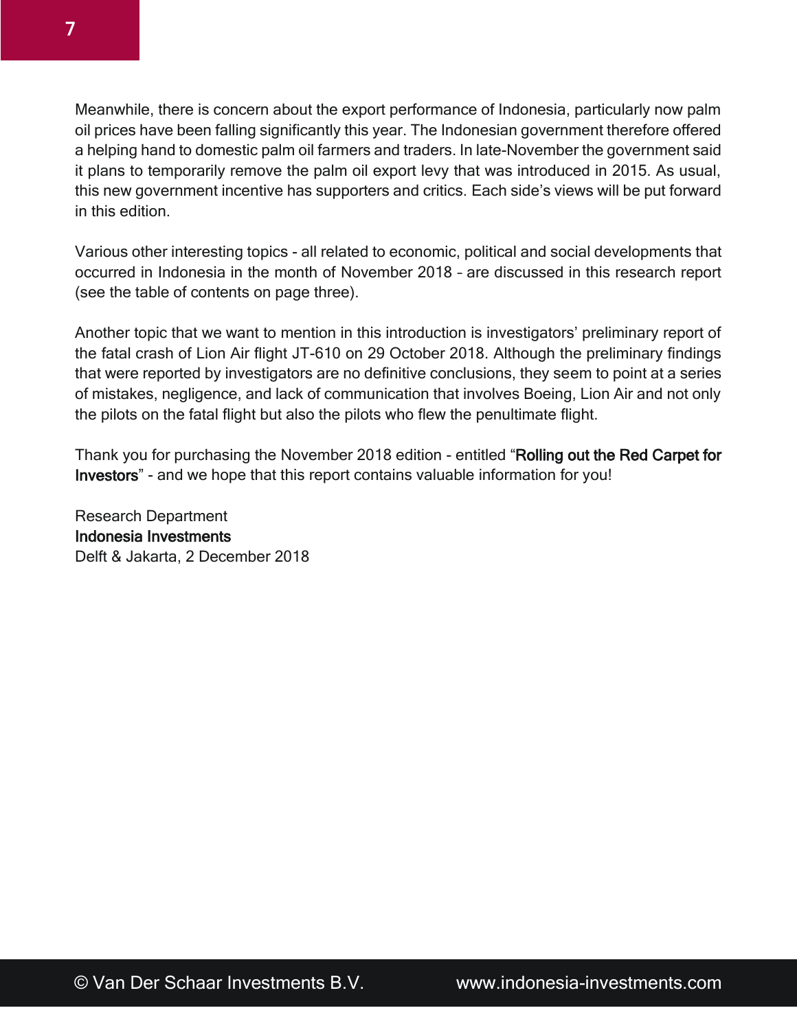Meanwhile, there is concern about the export performance of Indonesia, particularly now palm oil prices have been falling significantly this year. The Indonesian government therefore offered a helping hand to domestic palm oil farmers and traders. In late-November the government said it plans to temporarily remove the palm oil export levy that was introduced in 2015. As usual, this new government incentive has supporters and critics. Each side's views will be put forward in this edition.

Various other interesting topics - all related to economic, political and social developments that occurred in Indonesia in the month of November 2018 – are discussed in this research report (see the table of contents on page three).

Another topic that we want to mention in this introduction is investigators' preliminary report of the fatal crash of Lion Air flight JT-610 on 29 October 2018. Although the preliminary findings that were reported by investigators are no definitive conclusions, they seem to point at a series of mistakes, negligence, and lack of communication that involves Boeing, Lion Air and not only the pilots on the fatal flight but also the pilots who flew the penultimate flight.

Thank you for purchasing the November 2018 edition - entitled "Rolling out the Red Carpet for Investors" - and we hope that this report contains valuable information for you!

Research Department
Indonesia Investments
Delft & Jakarta, 2 December 2018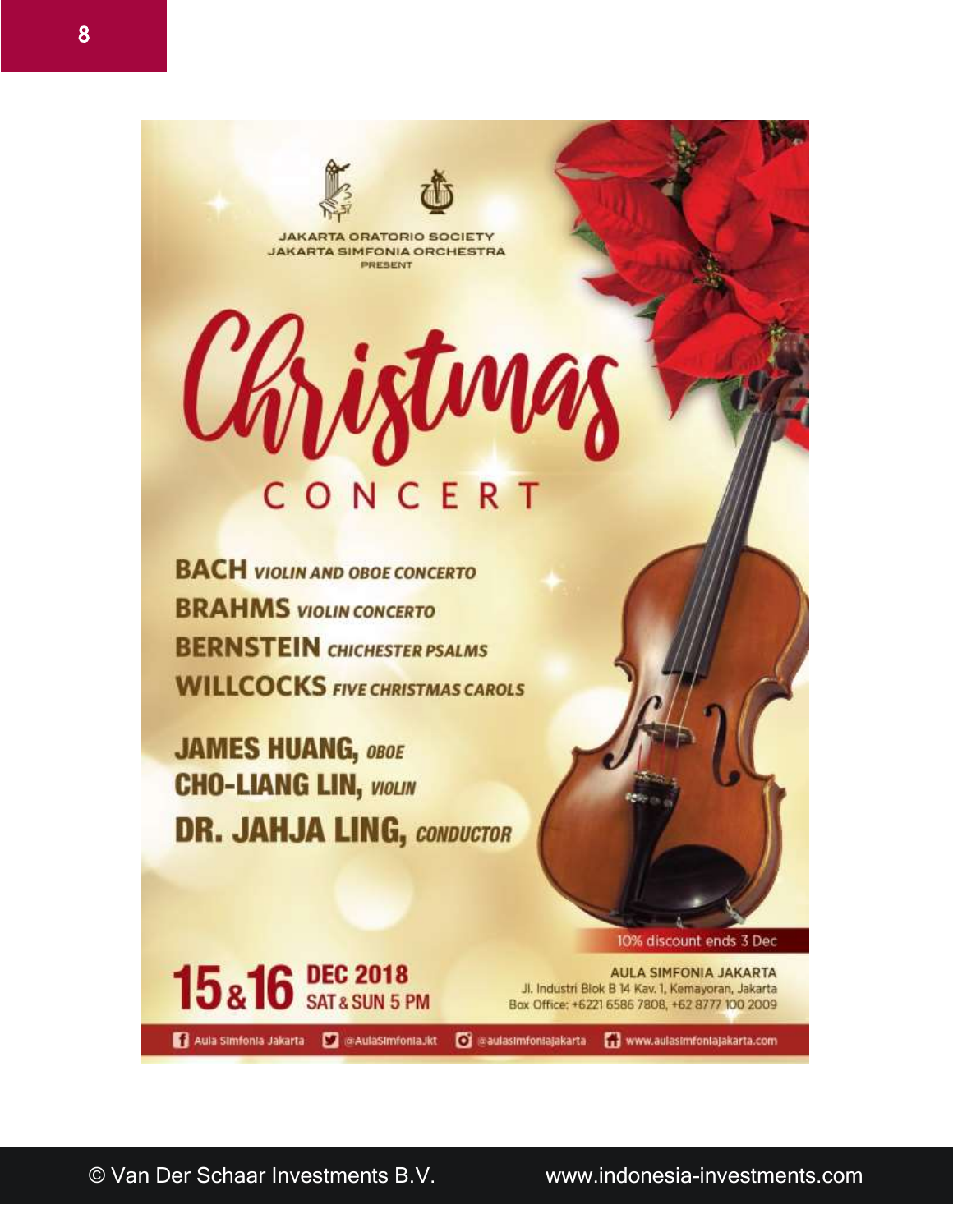JAKARTA ORATORIO SOCIETY
JAKARTA SIMFONIA ORCHESTRA
PRESENT

# Christmas CONCERT

**BACH** *VIOLIN AND OBOE CONCERTO*
**BRAHMS** *VIOLIN CONCERTO*
**BERNSTEIN** *CHICHESTER PSALMS*
**WILLCOCKS** *FIVE CHRISTMAS CAROLS*

**JAMES HUANG,** *OBOE*
**CHO-LIANG LIN,** *VIOLIN*
**DR. JAHJA LING,** *CONDUCTOR*

10% discount ends 3 Dec

**15 & 16 DEC 2018**
SAT & SUN 5 PM

AULA SIMFONIA JAKARTA
Jl. Industri Blok B 14 Kav. 1, Kemayoran, Jakarta
Box Office: +6221 6586 7808, +62 8777 100 2009

Aula Simfonia Jakarta | @AulaSimfoniaJkt | @aulasimfoniajakarta | www.aulasimfoniajakarta.com